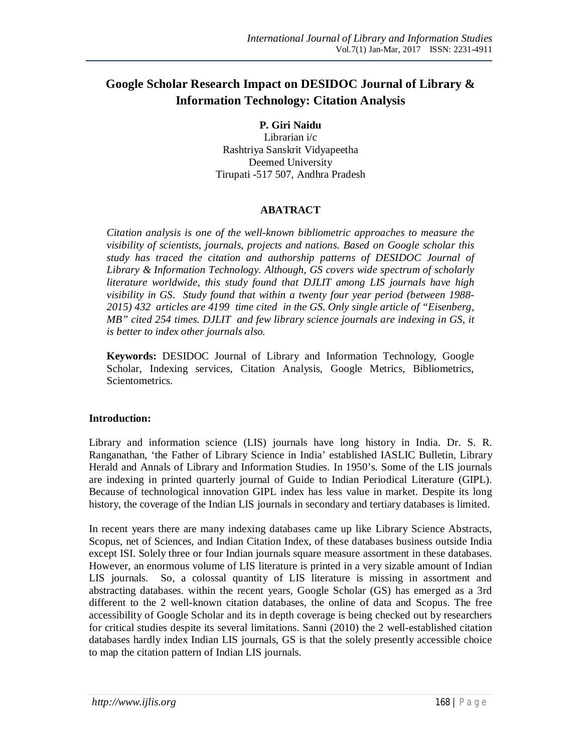# Google Scholar Research Impact on DESIDOC Journal of Library & Information Technology: Citation Analysis

**P. Giri Naidu**
Librarian i/c
Rashtriya Sanskrit Vidyapeetha
Deemed University
Tirupati -517 507, Andhra Pradesh

## ABATRACT

*Citation analysis is one of the well-known bibliometric approaches to measure the visibility of scientists, journals, projects and nations. Based on Google scholar this study has traced the citation and authorship patterns of DESIDOC Journal of Library & Information Technology. Although, GS covers wide spectrum of scholarly literature worldwide, this study found that DJLIT among LIS journals have high visibility in GS. Study found that within a twenty four year period (between 1988-2015) 432 articles are 4199 time cited in the GS. Only single article of "Eisenberg, MB" cited 254 times. DJLIT and few library science journals are indexing in GS, it is better to index other journals also.*

**Keywords:** DESIDOC Journal of Library and Information Technology, Google Scholar, Indexing services, Citation Analysis, Google Metrics, Bibliometrics, Scientometrics.

### Introduction:

Library and information science (LIS) journals have long history in India. Dr. S. R. Ranganathan, 'the Father of Library Science in India' established IASLIC Bulletin, Library Herald and Annals of Library and Information Studies. In 1950's. Some of the LIS journals are indexing in printed quarterly journal of Guide to Indian Periodical Literature (GIPL). Because of technological innovation GIPL index has less value in market. Despite its long history, the coverage of the Indian LIS journals in secondary and tertiary databases is limited.

In recent years there are many indexing databases came up like Library Science Abstracts, Scopus, net of Sciences, and Indian Citation Index, of these databases business outside India except ISI. Solely three or four Indian journals square measure assortment in these databases. However, an enormous volume of LIS literature is printed in a very sizable amount of Indian LIS journals. So, a colossal quantity of LIS literature is missing in assortment and abstracting databases. within the recent years, Google Scholar (GS) has emerged as a 3rd different to the 2 well-known citation databases, the online of data and Scopus. The free accessibility of Google Scholar and its in depth coverage is being checked out by researchers for critical studies despite its several limitations. Sanni (2010) the 2 well-established citation databases hardly index Indian LIS journals, GS is that the solely presently accessible choice to map the citation pattern of Indian LIS journals.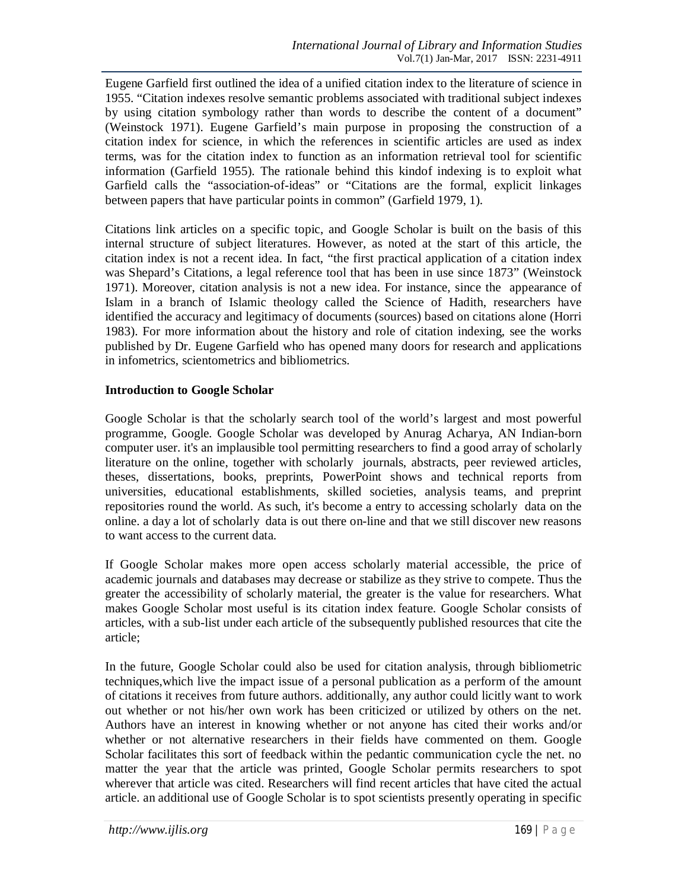Eugene Garfield first outlined the idea of a unified citation index to the literature of science in 1955. “Citation indexes resolve semantic problems associated with traditional subject indexes by using citation symbology rather than words to describe the content of a document” (Weinstock 1971). Eugene Garfield’s main purpose in proposing the construction of a citation index for science, in which the references in scientific articles are used as index terms, was for the citation index to function as an information retrieval tool for scientific information (Garfield 1955). The rationale behind this kindof indexing is to exploit what Garfield calls the “association-of-ideas” or “Citations are the formal, explicit linkages between papers that have particular points in common” (Garfield 1979, 1).

Citations link articles on a specific topic, and Google Scholar is built on the basis of this internal structure of subject literatures. However, as noted at the start of this article, the citation index is not a recent idea. In fact, “the first practical application of a citation index was Shepard’s Citations, a legal reference tool that has been in use since 1873” (Weinstock 1971). Moreover, citation analysis is not a new idea. For instance, since the appearance of Islam in a branch of Islamic theology called the Science of Hadith, researchers have identified the accuracy and legitimacy of documents (sources) based on citations alone (Horri 1983). For more information about the history and role of citation indexing, see the works published by Dr. Eugene Garfield who has opened many doors for research and applications in infometrics, scientometrics and bibliometrics.

**Introduction to Google Scholar**

Google Scholar is that the scholarly search tool of the world’s largest and most powerful programme, Google. Google Scholar was developed by Anurag Acharya, AN Indian-born computer user. it's an implausible tool permitting researchers to find a good array of scholarly literature on the online, together with scholarly journals, abstracts, peer reviewed articles, theses, dissertations, books, preprints, PowerPoint shows and technical reports from universities, educational establishments, skilled societies, analysis teams, and preprint repositories round the world. As such, it's become a entry to accessing scholarly data on the online. a day a lot of scholarly data is out there on-line and that we still discover new reasons to want access to the current data.

If Google Scholar makes more open access scholarly material accessible, the price of academic journals and databases may decrease or stabilize as they strive to compete. Thus the greater the accessibility of scholarly material, the greater is the value for researchers. What makes Google Scholar most useful is its citation index feature. Google Scholar consists of articles, with a sub-list under each article of the subsequently published resources that cite the article;

In the future, Google Scholar could also be used for citation analysis, through bibliometric techniques,which live the impact issue of a personal publication as a perform of the amount of citations it receives from future authors. additionally, any author could licitly want to work out whether or not his/her own work has been criticized or utilized by others on the net. Authors have an interest in knowing whether or not anyone has cited their works and/or whether or not alternative researchers in their fields have commented on them. Google Scholar facilitates this sort of feedback within the pedantic communication cycle the net. no matter the year that the article was printed, Google Scholar permits researchers to spot wherever that article was cited. Researchers will find recent articles that have cited the actual article. an additional use of Google Scholar is to spot scientists presently operating in specific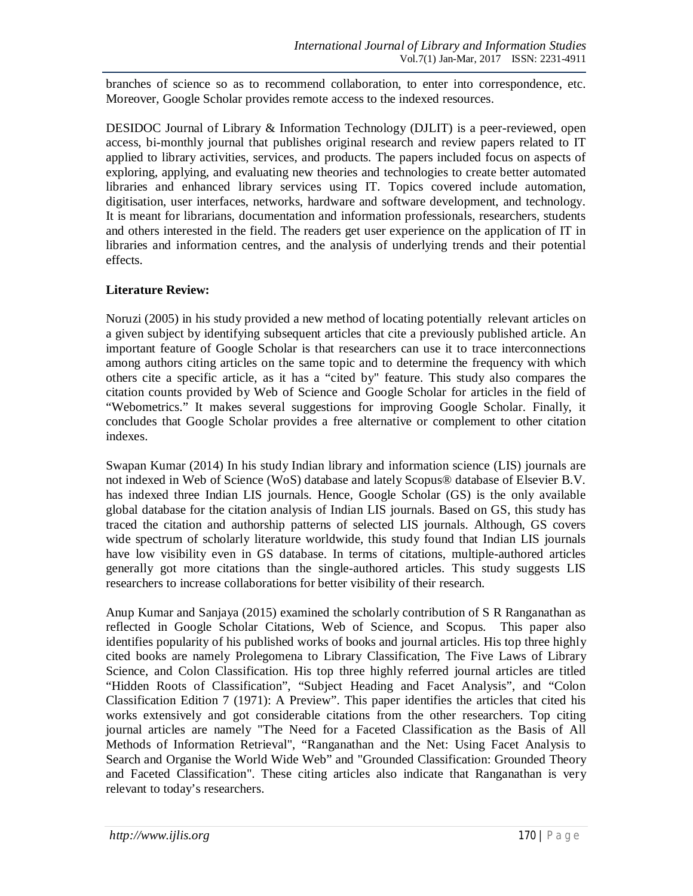branches of science so as to recommend collaboration, to enter into correspondence, etc. Moreover, Google Scholar provides remote access to the indexed resources.

DESIDOC Journal of Library & Information Technology (DJLIT) is a peer-reviewed, open access, bi-monthly journal that publishes original research and review papers related to IT applied to library activities, services, and products. The papers included focus on aspects of exploring, applying, and evaluating new theories and technologies to create better automated libraries and enhanced library services using IT. Topics covered include automation, digitisation, user interfaces, networks, hardware and software development, and technology. It is meant for librarians, documentation and information professionals, researchers, students and others interested in the field. The readers get user experience on the application of IT in libraries and information centres, and the analysis of underlying trends and their potential effects.

**Literature Review:**

Noruzi (2005) in his study provided a new method of locating potentially relevant articles on a given subject by identifying subsequent articles that cite a previously published article. An important feature of Google Scholar is that researchers can use it to trace interconnections among authors citing articles on the same topic and to determine the frequency with which others cite a specific article, as it has a "cited by" feature. This study also compares the citation counts provided by Web of Science and Google Scholar for articles in the field of "Webometrics." It makes several suggestions for improving Google Scholar. Finally, it concludes that Google Scholar provides a free alternative or complement to other citation indexes.

Swapan Kumar (2014) In his study Indian library and information science (LIS) journals are not indexed in Web of Science (WoS) database and lately Scopus® database of Elsevier B.V. has indexed three Indian LIS journals. Hence, Google Scholar (GS) is the only available global database for the citation analysis of Indian LIS journals. Based on GS, this study has traced the citation and authorship patterns of selected LIS journals. Although, GS covers wide spectrum of scholarly literature worldwide, this study found that Indian LIS journals have low visibility even in GS database. In terms of citations, multiple-authored articles generally got more citations than the single-authored articles. This study suggests LIS researchers to increase collaborations for better visibility of their research.

Anup Kumar and Sanjaya (2015) examined the scholarly contribution of S R Ranganathan as reflected in Google Scholar Citations, Web of Science, and Scopus. This paper also identifies popularity of his published works of books and journal articles. His top three highly cited books are namely Prolegomena to Library Classification, The Five Laws of Library Science, and Colon Classification. His top three highly referred journal articles are titled "Hidden Roots of Classification", "Subject Heading and Facet Analysis", and "Colon Classification Edition 7 (1971): A Preview". This paper identifies the articles that cited his works extensively and got considerable citations from the other researchers. Top citing journal articles are namely "The Need for a Faceted Classification as the Basis of All Methods of Information Retrieval", "Ranganathan and the Net: Using Facet Analysis to Search and Organise the World Wide Web" and "Grounded Classification: Grounded Theory and Faceted Classification". These citing articles also indicate that Ranganathan is very relevant to today's researchers.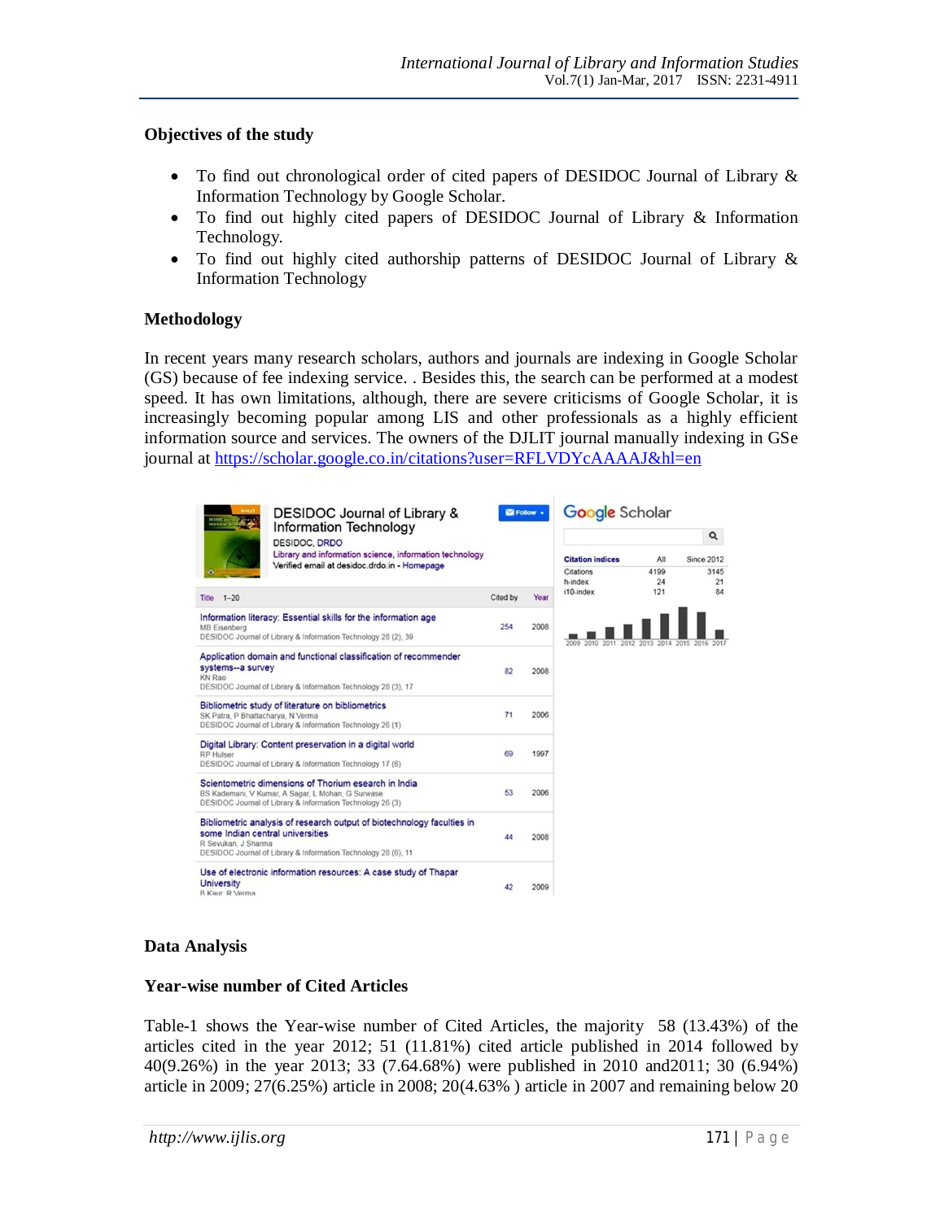**Objectives of the study**

- To find out chronological order of cited papers of DESIDOC Journal of Library & Information Technology by Google Scholar.
- To find out highly cited papers of DESIDOC Journal of Library & Information Technology.
- To find out highly cited authorship patterns of DESIDOC Journal of Library & Information Technology

**Methodology**

In recent years many research scholars, authors and journals are indexing in Google Scholar (GS) because of fee indexing service. . Besides this, the search can be performed at a modest speed. It has own limitations, although, there are severe criticisms of Google Scholar, it is increasingly becoming popular among LIS and other professionals as a highly efficient information source and services. The owners of the DJLIT journal manually indexing in GSe journal at [https://scholar.google.co.in/citations?user=RFLVDYcAAAAJ&hl=en](https://scholar.google.co.in/citations?user=RFLVDYcAAAAJ&hl=en)

**Data Analysis**

**Year-wise number of Cited Articles**

Table-1 shows the Year-wise number of Cited Articles, the majority 58 (13.43%) of the articles cited in the year 2012; 51 (11.81%) cited article published in 2014 followed by 40(9.26%) in the year 2013; 33 (7.64.68%) were published in 2010 and2011; 30 (6.94%) article in 2009; 27(6.25%) article in 2008; 20(4.63% ) article in 2007 and remaining below 20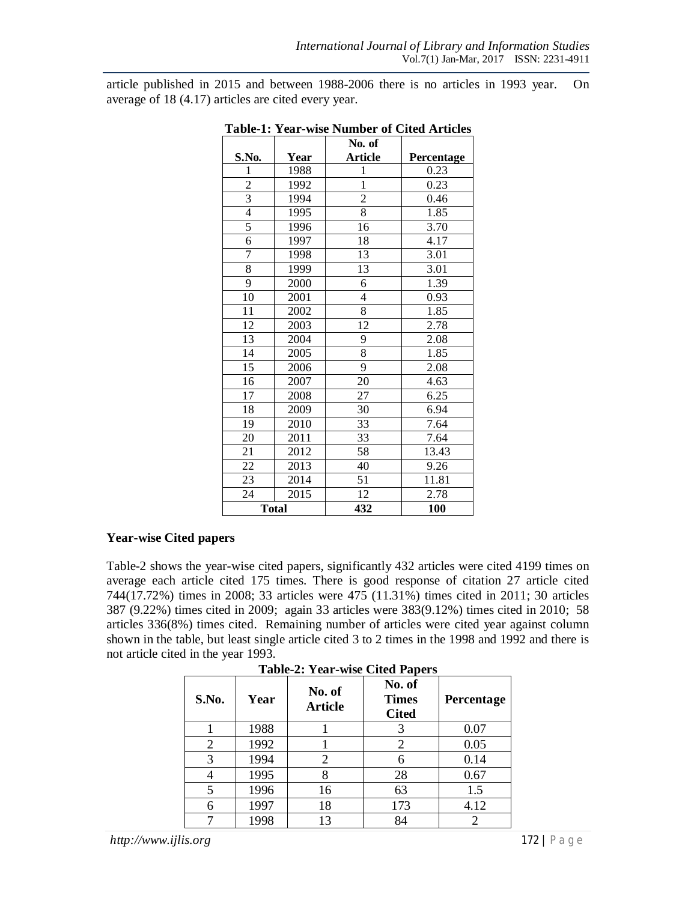article published in 2015 and between 1988-2006 there is no articles in 1993 year. On average of 18 (4.17) articles are cited every year.

**Table-1: Year-wise Number of Cited Articles**

| S.No. | Year | No. of Article | Percentage |
|---|---|---|---|
| 1 | 1988 | 1 | 0.23 |
| 2 | 1992 | 1 | 0.23 |
| 3 | 1994 | 2 | 0.46 |
| 4 | 1995 | 8 | 1.85 |
| 5 | 1996 | 16 | 3.70 |
| 6 | 1997 | 18 | 4.17 |
| 7 | 1998 | 13 | 3.01 |
| 8 | 1999 | 13 | 3.01 |
| 9 | 2000 | 6 | 1.39 |
| 10 | 2001 | 4 | 0.93 |
| 11 | 2002 | 8 | 1.85 |
| 12 | 2003 | 12 | 2.78 |
| 13 | 2004 | 9 | 2.08 |
| 14 | 2005 | 8 | 1.85 |
| 15 | 2006 | 9 | 2.08 |
| 16 | 2007 | 20 | 4.63 |
| 17 | 2008 | 27 | 6.25 |
| 18 | 2009 | 30 | 6.94 |
| 19 | 2010 | 33 | 7.64 |
| 20 | 2011 | 33 | 7.64 |
| 21 | 2012 | 58 | 13.43 |
| 22 | 2013 | 40 | 9.26 |
| 23 | 2014 | 51 | 11.81 |
| 24 | 2015 | 12 | 2.78 |
| **Total** | | **432** | **100** |

### Year-wise Cited papers

Table-2 shows the year-wise cited papers, significantly 432 articles were cited 4199 times on average each article cited 175 times. There is good response of citation 27 article cited 744(17.72%) times in 2008; 33 articles were 475 (11.31%) times cited in 2011; 30 articles 387 (9.22%) times cited in 2009; again 33 articles were 383(9.12%) times cited in 2010; 58 articles 336(8%) times cited. Remaining number of articles were cited year against column shown in the table, but least single article cited 3 to 2 times in the 1998 and 1992 and there is not article cited in the year 1993.

**Table-2: Year-wise Cited Papers**

| S.No. | Year | No. of Article | No. of Times Cited | Percentage |
|---|---|---|---|---|
| 1 | 1988 | 1 | 3 | 0.07 |
| 2 | 1992 | 1 | 2 | 0.05 |
| 3 | 1994 | 2 | 6 | 0.14 |
| 4 | 1995 | 8 | 28 | 0.67 |
| 5 | 1996 | 16 | 63 | 1.5 |
| 6 | 1997 | 18 | 173 | 4.12 |
| 7 | 1998 | 13 | 84 | 2 |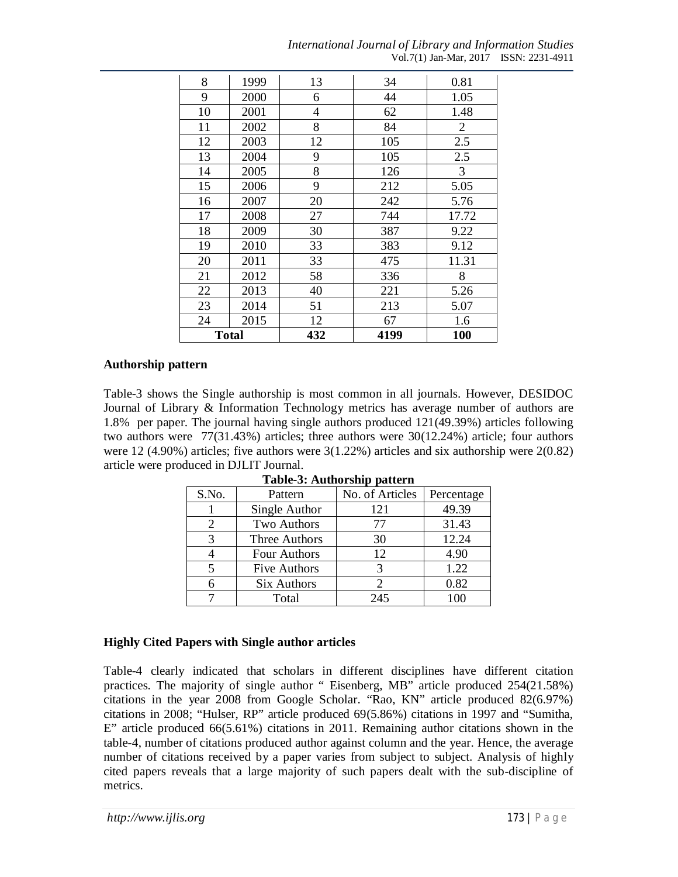| 8 | 1999 | 13 | 34 | 0.81 |
|---|---|---|---|---|
| 9 | 2000 | 6 | 44 | 1.05 |
| 10 | 2001 | 4 | 62 | 1.48 |
| 11 | 2002 | 8 | 84 | 2 |
| 12 | 2003 | 12 | 105 | 2.5 |
| 13 | 2004 | 9 | 105 | 2.5 |
| 14 | 2005 | 8 | 126 | 3 |
| 15 | 2006 | 9 | 212 | 5.05 |
| 16 | 2007 | 20 | 242 | 5.76 |
| 17 | 2008 | 27 | 744 | 17.72 |
| 18 | 2009 | 30 | 387 | 9.22 |
| 19 | 2010 | 33 | 383 | 9.12 |
| 20 | 2011 | 33 | 475 | 11.31 |
| 21 | 2012 | 58 | 336 | 8 |
| 22 | 2013 | 40 | 221 | 5.26 |
| 23 | 2014 | 51 | 213 | 5.07 |
| 24 | 2015 | 12 | 67 | 1.6 |
| **Total** | | **432** | **4199** | **100** |

**Authorship pattern**

Table-3 shows the Single authorship is most common in all journals. However, DESIDOC Journal of Library & Information Technology metrics has average number of authors are 1.8% per paper. The journal having single authors produced 121(49.39%) articles following two authors were 77(31.43%) articles; three authors were 30(12.24%) article; four authors were 12 (4.90%) articles; five authors were 3(1.22%) articles and six authorship were 2(0.82) article were produced in DJLIT Journal.

**Table-3: Authorship pattern**

| S.No. | Pattern | No. of Articles | Percentage |
|---|---|---|---|
| 1 | Single Author | 121 | 49.39 |
| 2 | Two Authors | 77 | 31.43 |
| 3 | Three Authors | 30 | 12.24 |
| 4 | Four Authors | 12 | 4.90 |
| 5 | Five Authors | 3 | 1.22 |
| 6 | Six Authors | 2 | 0.82 |
| 7 | Total | 245 | 100 |

**Highly Cited Papers with Single author articles**

Table-4 clearly indicated that scholars in different disciplines have different citation practices. The majority of single author " Eisenberg, MB" article produced 254(21.58%) citations in the year 2008 from Google Scholar. "Rao, KN" article produced 82(6.97%) citations in 2008; "Hulser, RP" article produced 69(5.86%) citations in 1997 and "Sumitha, E" article produced 66(5.61%) citations in 2011. Remaining author citations shown in the table-4, number of citations produced author against column and the year. Hence, the average number of citations received by a paper varies from subject to subject. Analysis of highly cited papers reveals that a large majority of such papers dealt with the sub-discipline of metrics.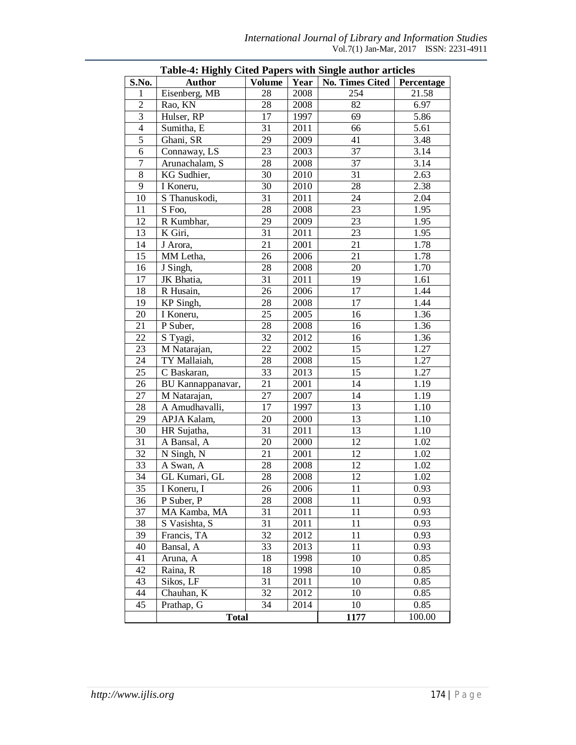**Table-4: Highly Cited Papers with Single author articles**

| S.No. | Author | Volume | Year | No. Times Cited | Percentage |
|---|---|---|---|---|---|
| 1 | Eisenberg, MB | 28 | 2008 | 254 | 21.58 |
| 2 | Rao, KN | 28 | 2008 | 82 | 6.97 |
| 3 | Hulser, RP | 17 | 1997 | 69 | 5.86 |
| 4 | Sumitha, E | 31 | 2011 | 66 | 5.61 |
| 5 | Ghani, SR | 29 | 2009 | 41 | 3.48 |
| 6 | Connaway, LS | 23 | 2003 | 37 | 3.14 |
| 7 | Arunachalam, S | 28 | 2008 | 37 | 3.14 |
| 8 | KG Sudhier, | 30 | 2010 | 31 | 2.63 |
| 9 | I Koneru, | 30 | 2010 | 28 | 2.38 |
| 10 | S Thanuskodi, | 31 | 2011 | 24 | 2.04 |
| 11 | S Foo, | 28 | 2008 | 23 | 1.95 |
| 12 | R Kumbhar, | 29 | 2009 | 23 | 1.95 |
| 13 | K Giri, | 31 | 2011 | 23 | 1.95 |
| 14 | J Arora, | 21 | 2001 | 21 | 1.78 |
| 15 | MM Letha, | 26 | 2006 | 21 | 1.78 |
| 16 | J Singh, | 28 | 2008 | 20 | 1.70 |
| 17 | JK Bhatia, | 31 | 2011 | 19 | 1.61 |
| 18 | R Husain, | 26 | 2006 | 17 | 1.44 |
| 19 | KP Singh, | 28 | 2008 | 17 | 1.44 |
| 20 | I Koneru, | 25 | 2005 | 16 | 1.36 |
| 21 | P Suber, | 28 | 2008 | 16 | 1.36 |
| 22 | S Tyagi, | 32 | 2012 | 16 | 1.36 |
| 23 | M Natarajan, | 22 | 2002 | 15 | 1.27 |
| 24 | TY Mallaiah, | 28 | 2008 | 15 | 1.27 |
| 25 | C Baskaran, | 33 | 2013 | 15 | 1.27 |
| 26 | BU Kannappanavar, | 21 | 2001 | 14 | 1.19 |
| 27 | M Natarajan, | 27 | 2007 | 14 | 1.19 |
| 28 | A Amudhavalli, | 17 | 1997 | 13 | 1.10 |
| 29 | APJA Kalam, | 20 | 2000 | 13 | 1.10 |
| 30 | HR Sujatha, | 31 | 2011 | 13 | 1.10 |
| 31 | A Bansal, A | 20 | 2000 | 12 | 1.02 |
| 32 | N Singh, N | 21 | 2001 | 12 | 1.02 |
| 33 | A Swan, A | 28 | 2008 | 12 | 1.02 |
| 34 | GL Kumari, GL | 28 | 2008 | 12 | 1.02 |
| 35 | I Koneru, I | 26 | 2006 | 11 | 0.93 |
| 36 | P Suber, P | 28 | 2008 | 11 | 0.93 |
| 37 | MA Kamba, MA | 31 | 2011 | 11 | 0.93 |
| 38 | S Vasishta, S | 31 | 2011 | 11 | 0.93 |
| 39 | Francis, TA | 32 | 2012 | 11 | 0.93 |
| 40 | Bansal, A | 33 | 2013 | 11 | 0.93 |
| 41 | Aruna, A | 18 | 1998 | 10 | 0.85 |
| 42 | Raina, R | 18 | 1998 | 10 | 0.85 |
| 43 | Sikos, LF | 31 | 2011 | 10 | 0.85 |
| 44 | Chauhan, K | 32 | 2012 | 10 | 0.85 |
| 45 | Prathap, G | 34 | 2014 | 10 | 0.85 |
| | **Total** | | | **1177** | 100.00 |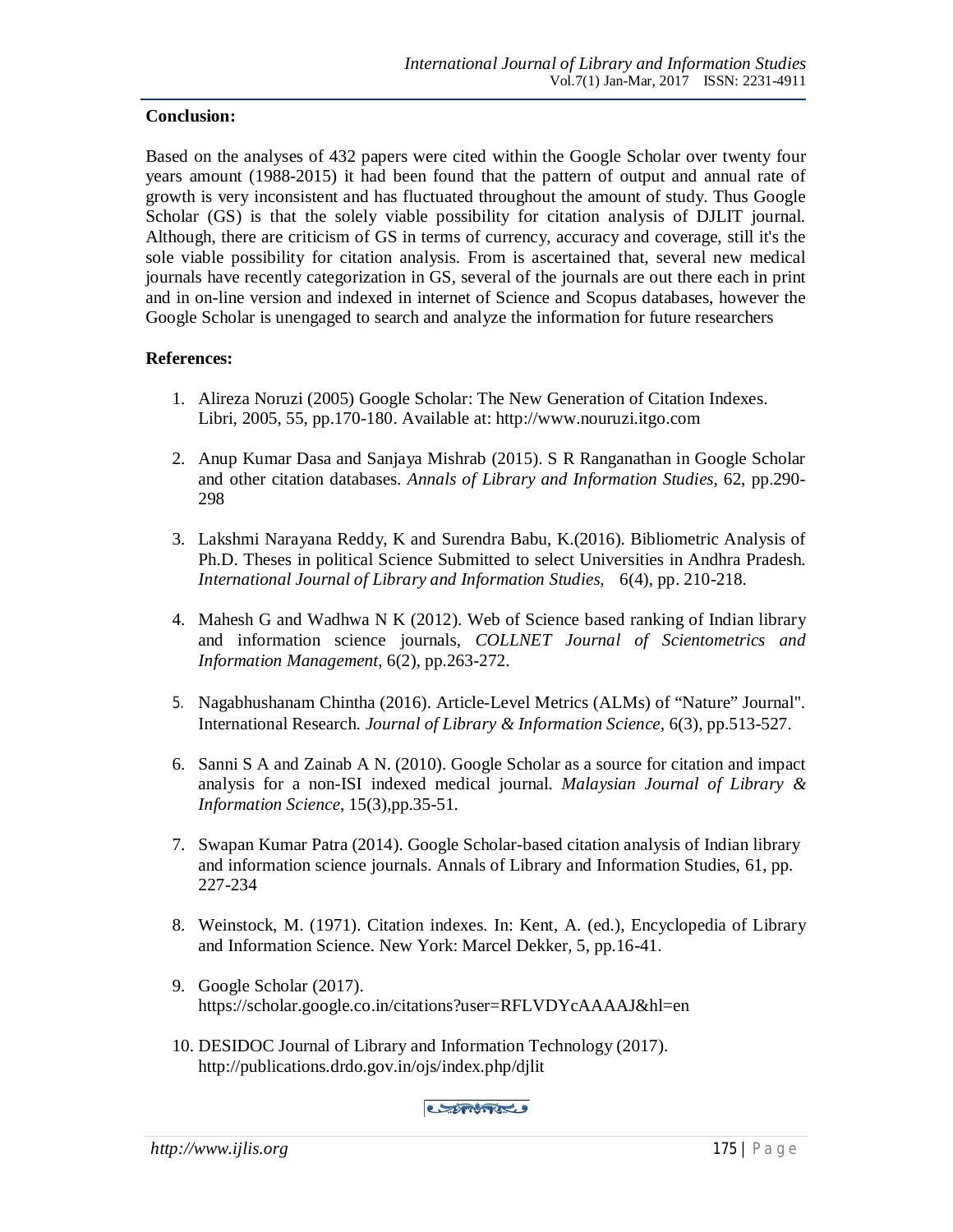**Conclusion:**

Based on the analyses of 432 papers were cited within the Google Scholar over twenty four years amount (1988-2015) it had been found that the pattern of output and annual rate of growth is very inconsistent and has fluctuated throughout the amount of study. Thus Google Scholar (GS) is that the solely viable possibility for citation analysis of DJLIT journal. Although, there are criticism of GS in terms of currency, accuracy and coverage, still it's the sole viable possibility for citation analysis. From is ascertained that, several new medical journals have recently categorization in GS, several of the journals are out there each in print and in on-line version and indexed in internet of Science and Scopus databases, however the Google Scholar is unengaged to search and analyze the information for future researchers

**References:**

1. Alireza Noruzi (2005) Google Scholar: The New Generation of Citation Indexes. Libri, 2005, 55, pp.170-180. Available at: http://www.nouruzi.itgo.com
2. Anup Kumar Dasa and Sanjaya Mishrab (2015). S R Ranganathan in Google Scholar and other citation databases. *Annals of Library and Information Studies*, 62, pp.290-298
3. Lakshmi Narayana Reddy, K and Surendra Babu, K.(2016). Bibliometric Analysis of Ph.D. Theses in political Science Submitted to select Universities in Andhra Pradesh. *International Journal of Library and Information Studies*, 6(4), pp. 210-218.
4. Mahesh G and Wadhwa N K (2012). Web of Science based ranking of Indian library and information science journals, *COLLNET Journal of Scientometrics and Information Management*, 6(2), pp.263-272.
5. Nagabhushanam Chintha (2016). Article-Level Metrics (ALMs) of "Nature" Journal". International Research. *Journal of Library & Information Science*, 6(3), pp.513-527.
6. Sanni S A and Zainab A N. (2010). Google Scholar as a source for citation and impact analysis for a non-ISI indexed medical journal. *Malaysian Journal of Library & Information Science*, 15(3),pp.35-51.
7. Swapan Kumar Patra (2014). Google Scholar-based citation analysis of Indian library and information science journals. Annals of Library and Information Studies, 61, pp. 227-234
8. Weinstock, M. (1971). Citation indexes. In: Kent, A. (ed.), Encyclopedia of Library and Information Science. New York: Marcel Dekker, 5, pp.16-41.
9. Google Scholar (2017). https://scholar.google.co.in/citations?user=RFLVDYcAAAAJ&hl=en
10. DESIDOC Journal of Library and Information Technology (2017). http://publications.drdo.gov.in/ojs/index.php/djlit